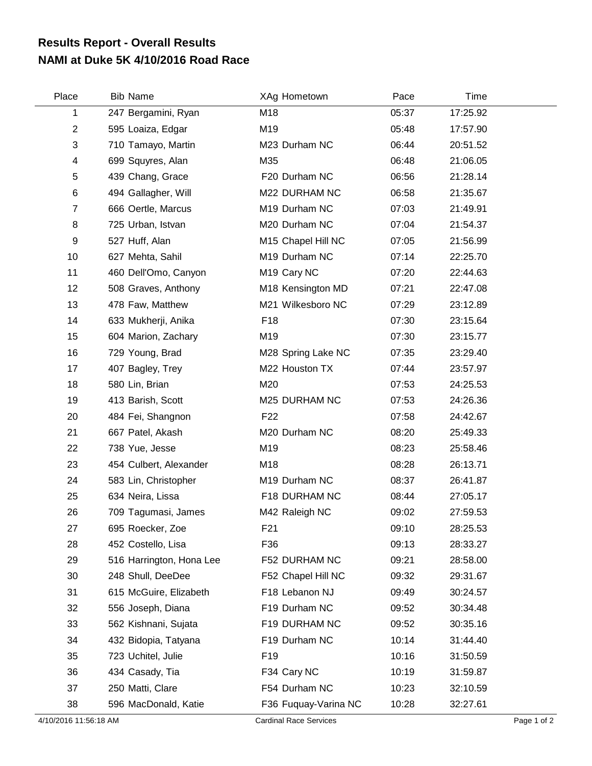# Results Report - Overall Results
## NAMI at Duke 5K 4/10/2016 Road Race

| Place | Bib | Name | XAg | Hometown | Pace | Time |
|---|---|---|---|---|---|---|
| 1 | 247 | Bergamini, Ryan | M18 | | 05:37 | 17:25.92 |
| 2 | 595 | Loaiza, Edgar | M19 | | 05:48 | 17:57.90 |
| 3 | 710 | Tamayo, Martin | M23 | Durham NC | 06:44 | 20:51.52 |
| 4 | 699 | Squyres, Alan | M35 | | 06:48 | 21:06.05 |
| 5 | 439 | Chang, Grace | F20 | Durham NC | 06:56 | 21:28.14 |
| 6 | 494 | Gallagher, Will | M22 | DURHAM NC | 06:58 | 21:35.67 |
| 7 | 666 | Oertle, Marcus | M19 | Durham NC | 07:03 | 21:49.91 |
| 8 | 725 | Urban, Istvan | M20 | Durham NC | 07:04 | 21:54.37 |
| 9 | 527 | Huff, Alan | M15 | Chapel Hill NC | 07:05 | 21:56.99 |
| 10 | 627 | Mehta, Sahil | M19 | Durham NC | 07:14 | 22:25.70 |
| 11 | 460 | Dell'Omo, Canyon | M19 | Cary NC | 07:20 | 22:44.63 |
| 12 | 508 | Graves, Anthony | M18 | Kensington MD | 07:21 | 22:47.08 |
| 13 | 478 | Faw, Matthew | M21 | Wilkesboro NC | 07:29 | 23:12.89 |
| 14 | 633 | Mukherji, Anika | F18 | | 07:30 | 23:15.64 |
| 15 | 604 | Marion, Zachary | M19 | | 07:30 | 23:15.77 |
| 16 | 729 | Young, Brad | M28 | Spring Lake NC | 07:35 | 23:29.40 |
| 17 | 407 | Bagley, Trey | M22 | Houston TX | 07:44 | 23:57.97 |
| 18 | 580 | Lin, Brian | M20 | | 07:53 | 24:25.53 |
| 19 | 413 | Barish, Scott | M25 | DURHAM NC | 07:53 | 24:26.36 |
| 20 | 484 | Fei, Shangnon | F22 | | 07:58 | 24:42.67 |
| 21 | 667 | Patel, Akash | M20 | Durham NC | 08:20 | 25:49.33 |
| 22 | 738 | Yue, Jesse | M19 | | 08:23 | 25:58.46 |
| 23 | 454 | Culbert, Alexander | M18 | | 08:28 | 26:13.71 |
| 24 | 583 | Lin, Christopher | M19 | Durham NC | 08:37 | 26:41.87 |
| 25 | 634 | Neira, Lissa | F18 | DURHAM NC | 08:44 | 27:05.17 |
| 26 | 709 | Tagumasi, James | M42 | Raleigh NC | 09:02 | 27:59.53 |
| 27 | 695 | Roecker, Zoe | F21 | | 09:10 | 28:25.53 |
| 28 | 452 | Costello, Lisa | F36 | | 09:13 | 28:33.27 |
| 29 | 516 | Harrington, Hona Lee | F52 | DURHAM NC | 09:21 | 28:58.00 |
| 30 | 248 | Shull, DeeDee | F52 | Chapel Hill NC | 09:32 | 29:31.67 |
| 31 | 615 | McGuire, Elizabeth | F18 | Lebanon NJ | 09:49 | 30:24.57 |
| 32 | 556 | Joseph, Diana | F19 | Durham NC | 09:52 | 30:34.48 |
| 33 | 562 | Kishnani, Sujata | F19 | DURHAM NC | 09:52 | 30:35.16 |
| 34 | 432 | Bidopia, Tatyana | F19 | Durham NC | 10:14 | 31:44.40 |
| 35 | 723 | Uchitel, Julie | F19 | | 10:16 | 31:50.59 |
| 36 | 434 | Casady, Tia | F34 | Cary NC | 10:19 | 31:59.87 |
| 37 | 250 | Matti, Clare | F54 | Durham NC | 10:23 | 32:10.59 |
| 38 | 596 | MacDonald, Katie | F36 | Fuquay-Varina NC | 10:28 | 32:27.61 |

4/10/2016 11:56:18 AM Cardinal Race Services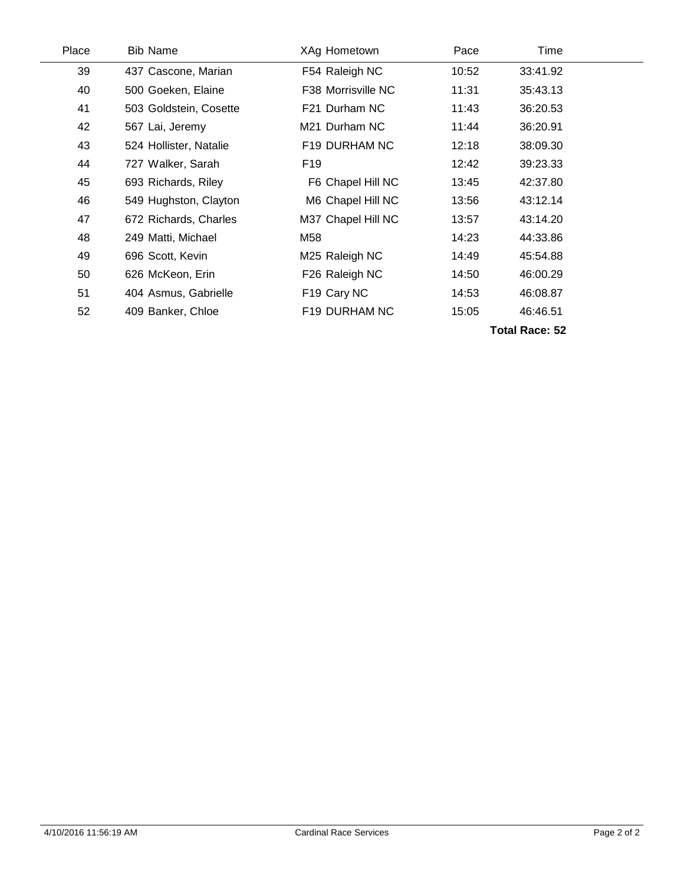| Place | Bib | Name | XAg | Hometown | Pace | Time |
|---|---|---|---|---|---|---|
| 39 | 437 | Cascone, Marian | F54 | Raleigh NC | 10:52 | 33:41.92 |
| 40 | 500 | Goeken, Elaine | F38 | Morrisville NC | 11:31 | 35:43.13 |
| 41 | 503 | Goldstein, Cosette | F21 | Durham NC | 11:43 | 36:20.53 |
| 42 | 567 | Lai, Jeremy | M21 | Durham NC | 11:44 | 36:20.91 |
| 43 | 524 | Hollister, Natalie | F19 | DURHAM NC | 12:18 | 38:09.30 |
| 44 | 727 | Walker, Sarah | F19 | | 12:42 | 39:23.33 |
| 45 | 693 | Richards, Riley | F6 | Chapel Hill NC | 13:45 | 42:37.80 |
| 46 | 549 | Hughston, Clayton | M6 | Chapel Hill NC | 13:56 | 43:12.14 |
| 47 | 672 | Richards, Charles | M37 | Chapel Hill NC | 13:57 | 43:14.20 |
| 48 | 249 | Matti, Michael | M58 | | 14:23 | 44:33.86 |
| 49 | 696 | Scott, Kevin | M25 | Raleigh NC | 14:49 | 45:54.88 |
| 50 | 626 | McKeon, Erin | F26 | Raleigh NC | 14:50 | 46:00.29 |
| 51 | 404 | Asmus, Gabrielle | F19 | Cary NC | 14:53 | 46:08.87 |
| 52 | 409 | Banker, Chloe | F19 | DURHAM NC | 15:05 | 46:46.51 |

**Total Race: 52**

4/10/2016 11:56:19 AM Cardinal Race Services